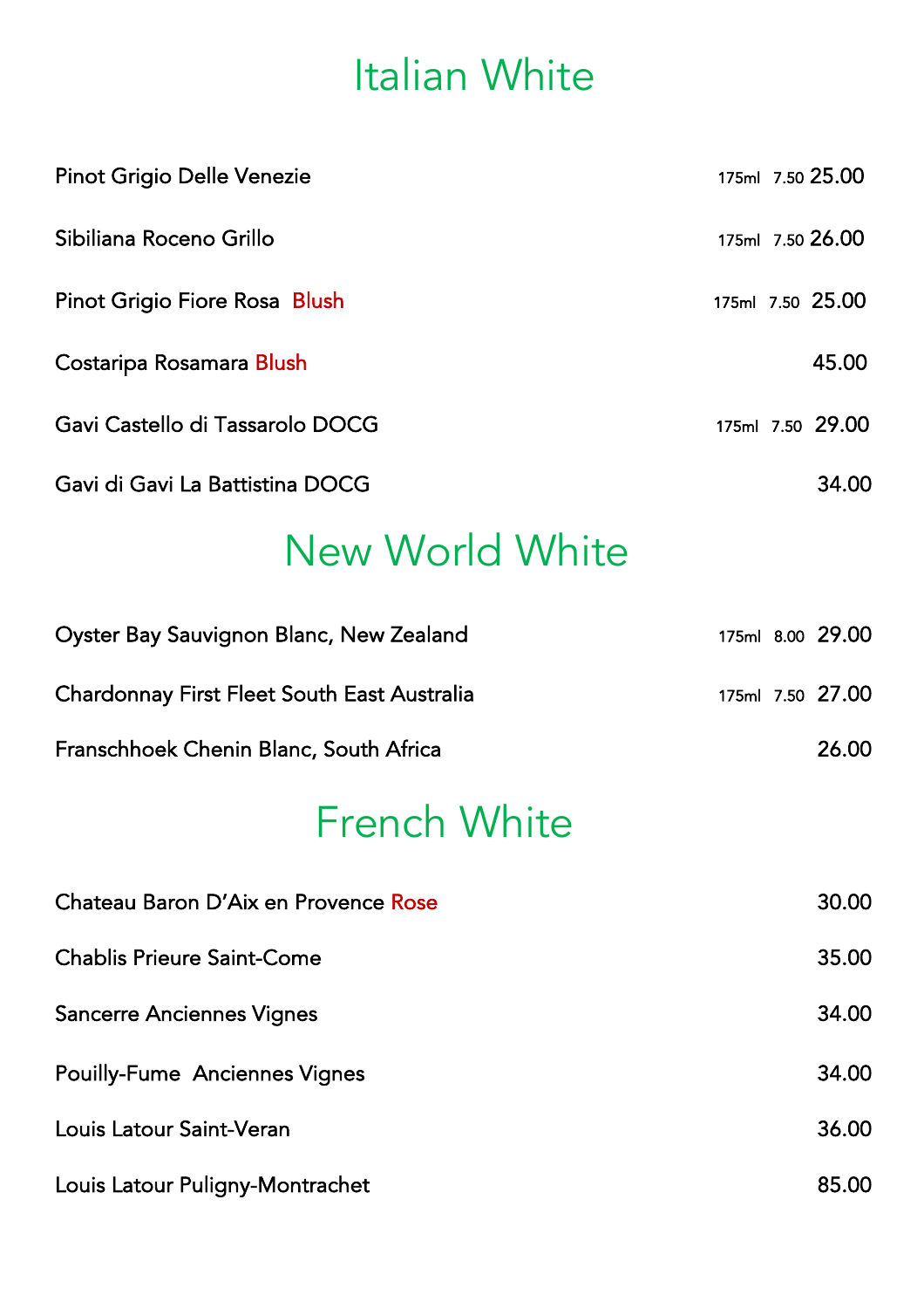# Italian White

| Wine | Glass | Glass Price | Bottle |
|---|---|---|---|
| Pinot Grigio Delle Venezie | 175ml | 7.50 | 25.00 |
| Sibiliana Roceno Grillo | 175ml | 7.50 | 26.00 |
| Pinot Grigio Fiore Rosa Blush | 175ml | 7.50 | 25.00 |
| Costaripa Rosamara Blush | | | 45.00 |
| Gavi Castello di Tassarolo DOCG | 175ml | 7.50 | 29.00 |
| Gavi di Gavi La Battistina DOCG | | | 34.00 |

# New World White

| Wine | Glass | Glass Price | Bottle |
|---|---|---|---|
| Oyster Bay Sauvignon Blanc, New Zealand | 175ml | 8.00 | 29.00 |
| Chardonnay First Fleet South East Australia | 175ml | 7.50 | 27.00 |
| Franschhoek Chenin Blanc, South Africa | | | 26.00 |

# French White

| Wine | Bottle |
|---|---|
| Chateau Baron D'Aix en Provence Rose | 30.00 |
| Chablis Prieure Saint-Come | 35.00 |
| Sancerre Anciennes Vignes | 34.00 |
| Pouilly-Fume Anciennes Vignes | 34.00 |
| Louis Latour Saint-Veran | 36.00 |
| Louis Latour Puligny-Montrachet | 85.00 |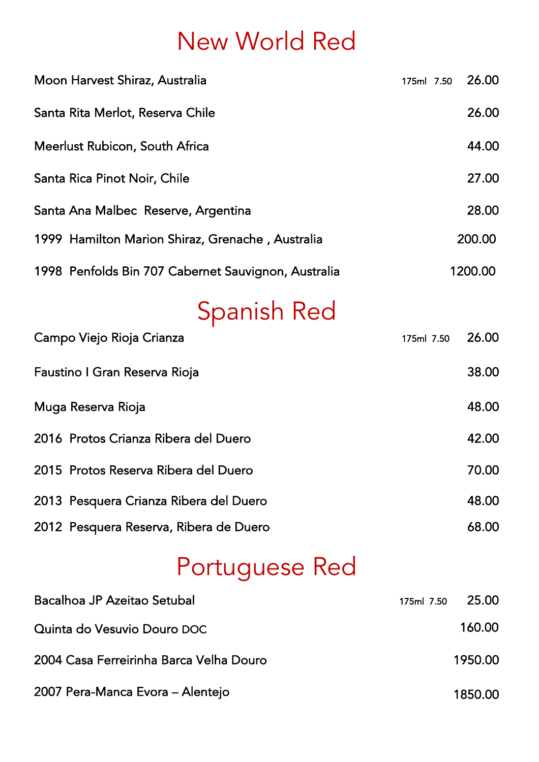# New World Red

| Wine | 175ml | Bottle |
|---|---|---|
| Moon Harvest Shiraz, Australia | 7.50 | 26.00 |
| Santa Rita Merlot, Reserva Chile | | 26.00 |
| Meerlust Rubicon, South Africa | | 44.00 |
| Santa Rica Pinot Noir, Chile | | 27.00 |
| Santa Ana Malbec Reserve, Argentina | | 28.00 |
| 1999 Hamilton Marion Shiraz, Grenache , Australia | | 200.00 |
| 1998 Penfolds Bin 707 Cabernet Sauvignon, Australia | | 1200.00 |

# Spanish Red

| Wine | 175ml | Bottle |
|---|---|---|
| Campo Viejo Rioja Crianza | 7.50 | 26.00 |
| Faustino I Gran Reserva Rioja | | 38.00 |
| Muga Reserva Rioja | | 48.00 |
| 2016 Protos Crianza Ribera del Duero | | 42.00 |
| 2015 Protos Reserva Ribera del Duero | | 70.00 |
| 2013 Pesquera Crianza Ribera del Duero | | 48.00 |
| 2012 Pesquera Reserva, Ribera de Duero | | 68.00 |

# Portuguese Red

| Wine | 175ml | Bottle |
|---|---|---|
| Bacalhoa JP Azeitao Setubal | 7.50 | 25.00 |
| Quinta do Vesuvio Douro DOC | | 160.00 |
| 2004 Casa Ferreirinha Barca Velha Douro | | 1950.00 |
| 2007 Pera-Manca Evora – Alentejo | | 1850.00 |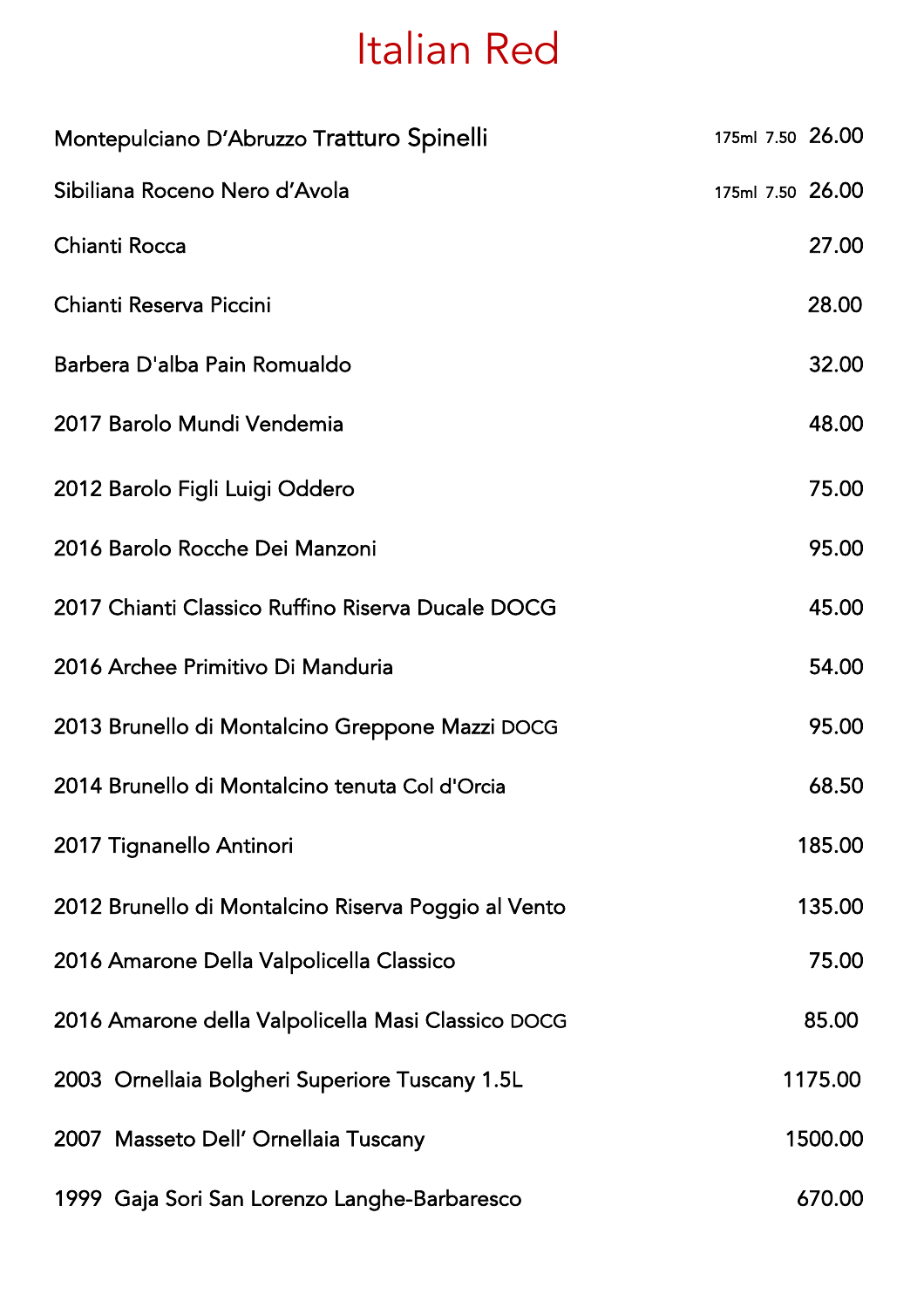# Italian Red

| Wine | Glass | Bottle |
|---|---|---|
| Montepulciano D'Abruzzo Tratturo Spinelli | 175ml 7.50 | 26.00 |
| Sibiliana Roceno Nero d'Avola | 175ml 7.50 | 26.00 |
| Chianti Rocca | | 27.00 |
| Chianti Reserva Piccini | | 28.00 |
| Barbera D'alba Pain Romualdo | | 32.00 |
| 2017 Barolo Mundi Vendemia | | 48.00 |
| 2012 Barolo Figli Luigi Oddero | | 75.00 |
| 2016 Barolo Rocche Dei Manzoni | | 95.00 |
| 2017 Chianti Classico Ruffino Riserva Ducale DOCG | | 45.00 |
| 2016 Archee Primitivo Di Manduria | | 54.00 |
| 2013 Brunello di Montalcino Greppone Mazzi DOCG | | 95.00 |
| 2014 Brunello di Montalcino tenuta Col d'Orcia | | 68.50 |
| 2017 Tignanello Antinori | | 185.00 |
| 2012 Brunello di Montalcino Riserva Poggio al Vento | | 135.00 |
| 2016 Amarone Della Valpolicella Classico | | 75.00 |
| 2016 Amarone della Valpolicella Masi Classico DOCG | | 85.00 |
| 2003 Ornellaia Bolgheri Superiore Tuscany 1.5L | | 1175.00 |
| 2007 Masseto Dell' Ornellaia Tuscany | | 1500.00 |
| 1999 Gaja Sori San Lorenzo Langhe-Barbaresco | | 670.00 |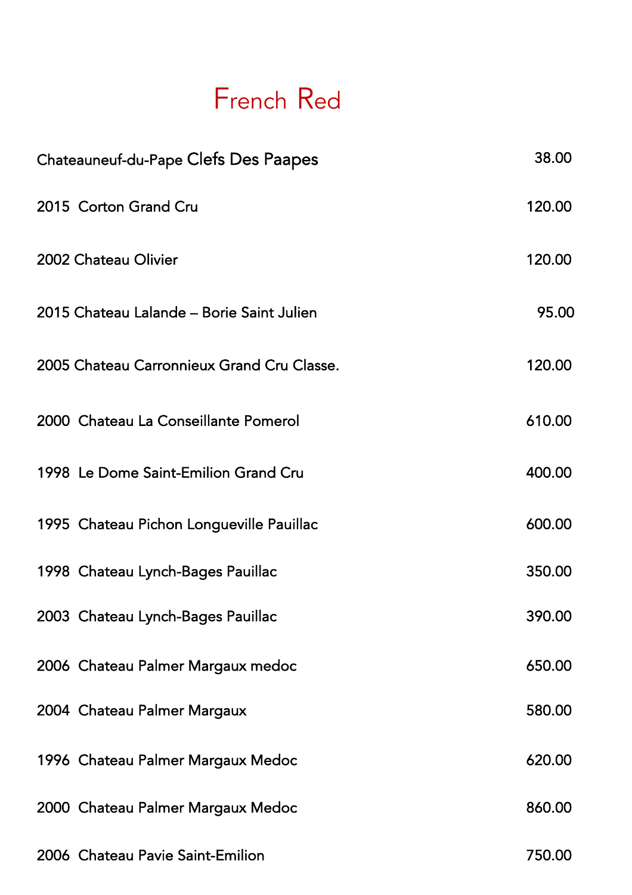# French Red

| | |
|---|---|
| Chateauneuf-du-Pape Clefs Des Paapes | 38.00 |
| 2015 Corton Grand Cru | 120.00 |
| 2002 Chateau Olivier | 120.00 |
| 2015 Chateau Lalande – Borie Saint Julien | 95.00 |
| 2005 Chateau Carronnieux Grand Cru Classe. | 120.00 |
| 2000 Chateau La Conseillante Pomerol | 610.00 |
| 1998 Le Dome Saint-Emilion Grand Cru | 400.00 |
| 1995 Chateau Pichon Longueville Pauillac | 600.00 |
| 1998 Chateau Lynch-Bages Pauillac | 350.00 |
| 2003 Chateau Lynch-Bages Pauillac | 390.00 |
| 2006 Chateau Palmer Margaux medoc | 650.00 |
| 2004 Chateau Palmer Margaux | 580.00 |
| 1996 Chateau Palmer Margaux Medoc | 620.00 |
| 2000 Chateau Palmer Margaux Medoc | 860.00 |
| 2006 Chateau Pavie Saint-Emilion | 750.00 |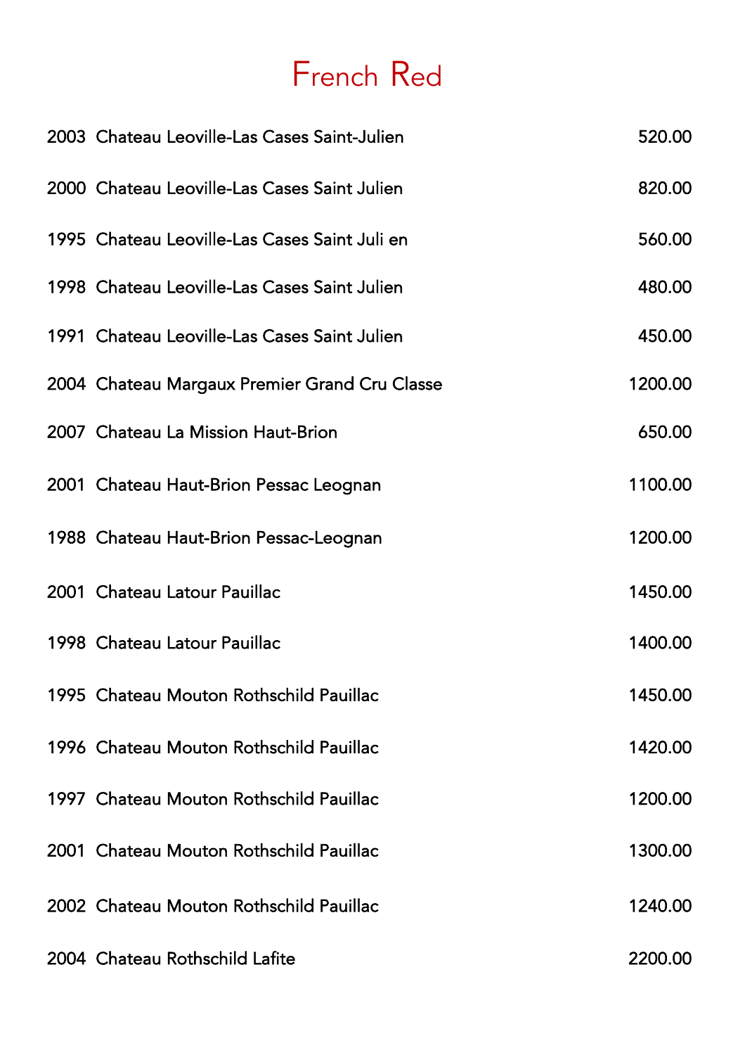# French Red

| | | |
|---|---|---|
| 2003 | Chateau Leoville-Las Cases Saint-Julien | 520.00 |
| 2000 | Chateau Leoville-Las Cases Saint Julien | 820.00 |
| 1995 | Chateau Leoville-Las Cases Saint Juli en | 560.00 |
| 1998 | Chateau Leoville-Las Cases Saint Julien | 480.00 |
| 1991 | Chateau Leoville-Las Cases Saint Julien | 450.00 |
| 2004 | Chateau Margaux Premier Grand Cru Classe | 1200.00 |
| 2007 | Chateau La Mission Haut-Brion | 650.00 |
| 2001 | Chateau Haut-Brion Pessac Leognan | 1100.00 |
| 1988 | Chateau Haut-Brion Pessac-Leognan | 1200.00 |
| 2001 | Chateau Latour Pauillac | 1450.00 |
| 1998 | Chateau Latour Pauillac | 1400.00 |
| 1995 | Chateau Mouton Rothschild Pauillac | 1450.00 |
| 1996 | Chateau Mouton Rothschild Pauillac | 1420.00 |
| 1997 | Chateau Mouton Rothschild Pauillac | 1200.00 |
| 2001 | Chateau Mouton Rothschild Pauillac | 1300.00 |
| 2002 | Chateau Mouton Rothschild Pauillac | 1240.00 |
| 2004 | Chateau Rothschild Lafite | 2200.00 |